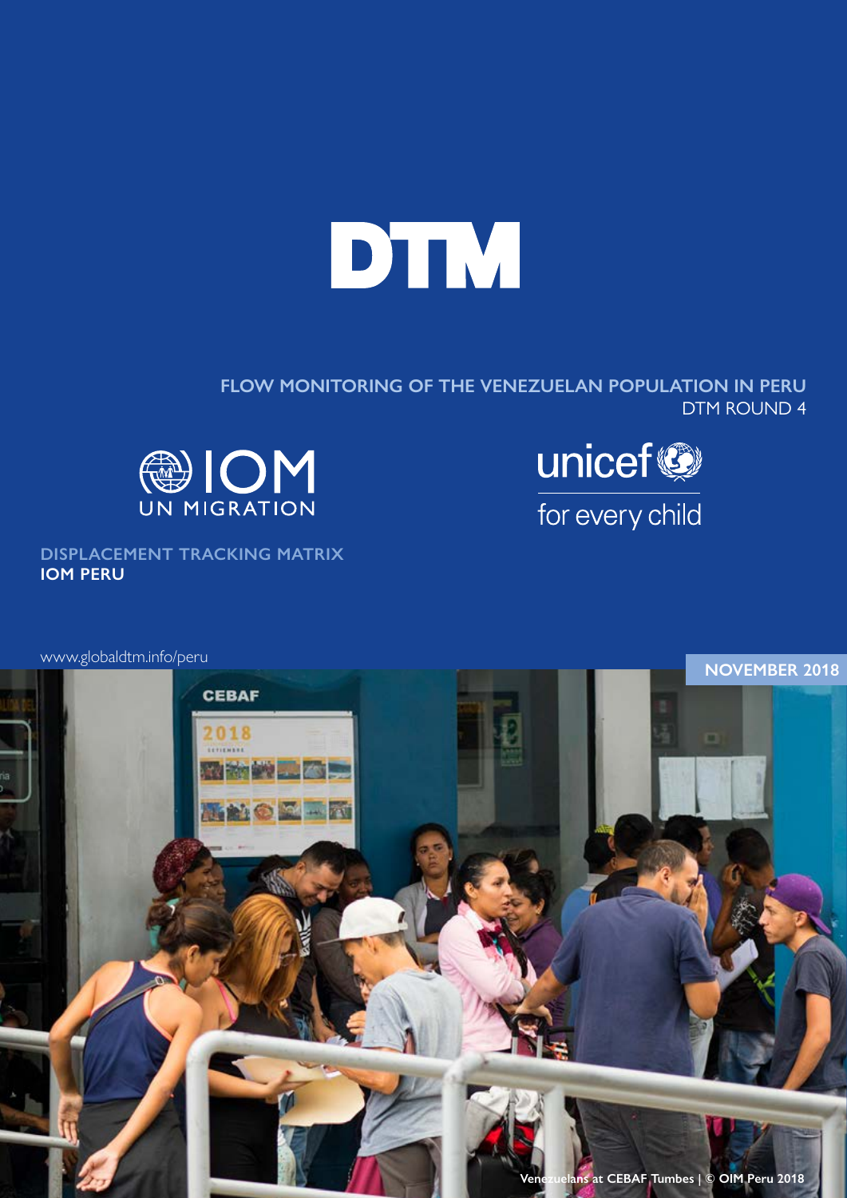# DTM

## FLOW MONITORING OF THE VENEZUELAN POPULATION IN PERU

DTM ROUND 4

IOM UN MIGRATION

unicef for every child

**DISPLACEMENT TRACKING MATRIX**
**IOM PERU**

www.globaldtm.info/peru

**NOVEMBER 2018**

Venezuelans at CEBAF Tumbes | © OIM Peru 2018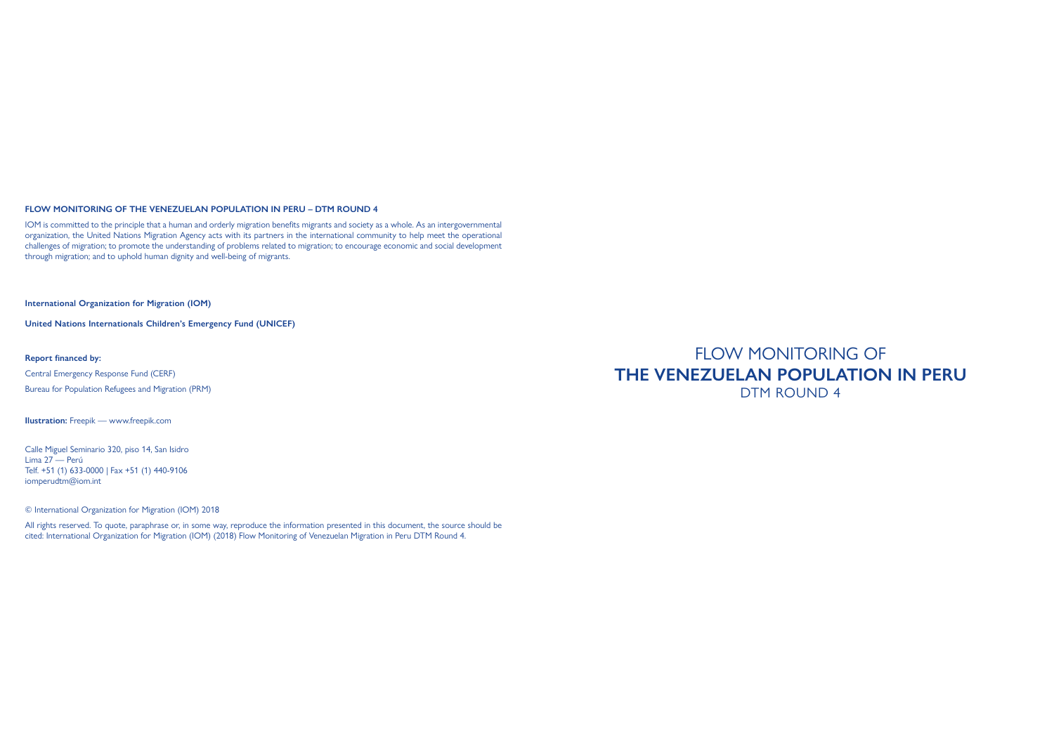**FLOW MONITORING OF THE VENEZUELAN POPULATION IN PERU – DTM ROUND 4**

IOM is committed to the principle that a human and orderly migration benefits migrants and society as a whole. As an intergovernmental organization, the United Nations Migration Agency acts with its partners in the international community to help meet the operational challenges of migration; to promote the understanding of problems related to migration; to encourage economic and social development through migration; and to uphold human dignity and well-being of migrants.

**International Organization for Migration (IOM)**

**United Nations Internationals Children's Emergency Fund (UNICEF)**

**Report financed by:**

Central Emergency Response Fund (CERF)

Bureau for Population Refugees and Migration (PRM)

**Ilustration:** Freepik — www.freepik.com

Calle Miguel Seminario 320, piso 14, San Isidro
Lima 27 — Perú
Telf. +51 (1) 633-0000 | Fax +51 (1) 440-9106
iomperudtm@iom.int

© International Organization for Migration (IOM) 2018

All rights reserved. To quote, paraphrase or, in some way, reproduce the information presented in this document, the source should be cited: International Organization for Migration (IOM) (2018) Flow Monitoring of Venezuelan Migration in Peru DTM Round 4.

# FLOW MONITORING OF **THE VENEZUELAN POPULATION IN PERU** DTM ROUND 4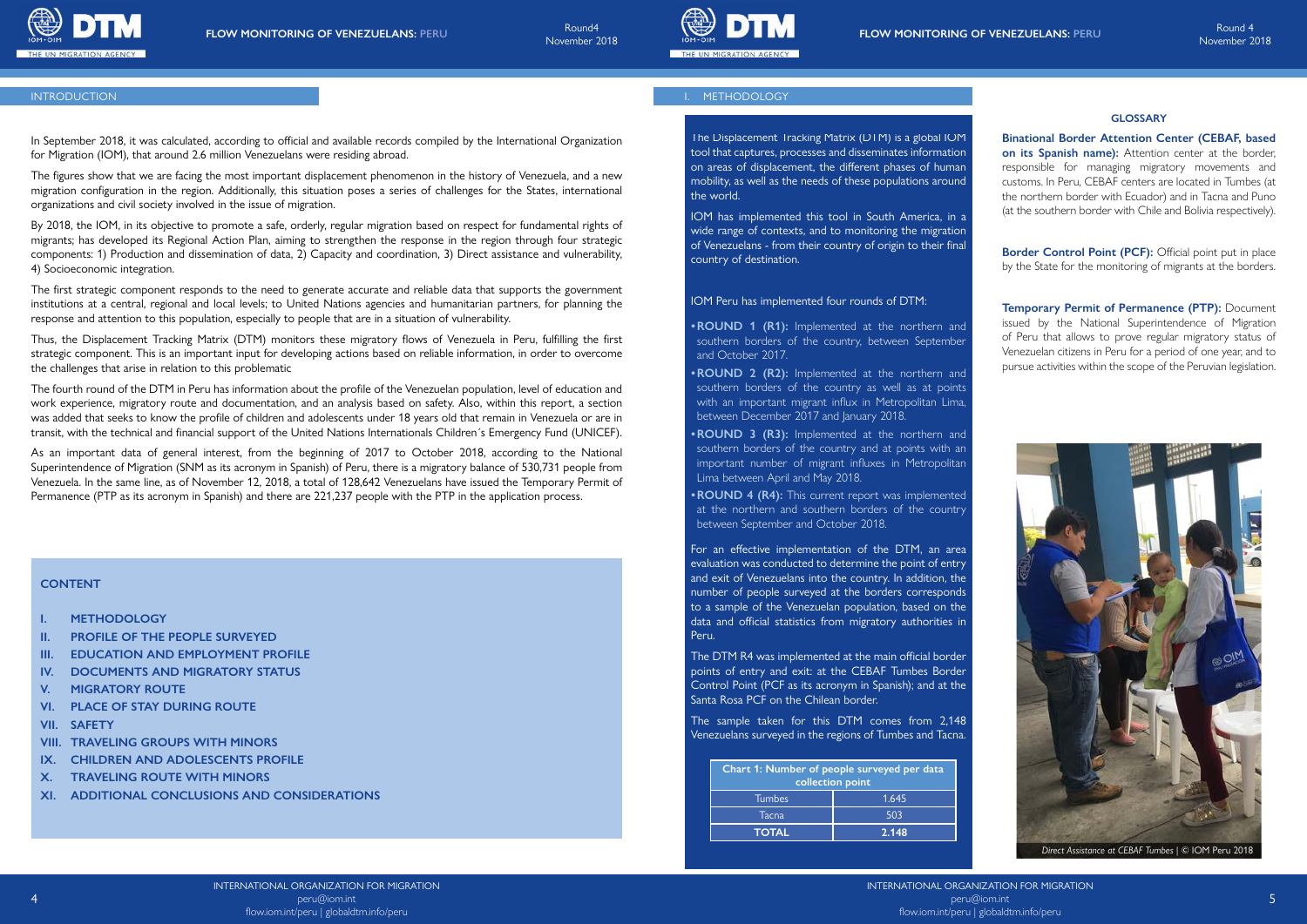## INTRODUCTION

In September 2018, it was calculated, according to official and available records compiled by the International Organization for Migration (IOM), that around 2.6 million Venezuelans were residing abroad.

The figures show that we are facing the most important displacement phenomenon in the history of Venezuela, and a new migration configuration in the region. Additionally, this situation poses a series of challenges for the States, international organizations and civil society involved in the issue of migration.

By 2018, the IOM, in its objective to promote a safe, orderly, regular migration based on respect for fundamental rights of migrants; has developed its Regional Action Plan, aiming to strengthen the response in the region through four strategic components: 1) Production and dissemination of data, 2) Capacity and coordination, 3) Direct assistance and vulnerability, 4) Socioeconomic integration.

The first strategic component responds to the need to generate accurate and reliable data that supports the government institutions at a central, regional and local levels; to United Nations agencies and humanitarian partners, for planning the response and attention to this population, especially to people that are in a situation of vulnerability.

Thus, the Displacement Tracking Matrix (DTM) monitors these migratory flows of Venezuela in Peru, fulfilling the first strategic component. This is an important input for developing actions based on reliable information, in order to overcome the challenges that arise in relation to this problematic

The fourth round of the DTM in Peru has information about the profile of the Venezuelan population, level of education and work experience, migratory route and documentation, and an analysis based on safety. Also, within this report, a section was added that seeks to know the profile of children and adolescents under 18 years old that remain in Venezuela or are in transit, with the technical and financial support of the United Nations Internationals Children´s Emergency Fund (UNICEF).

As an important data of general interest, from the beginning of 2017 to October 2018, according to the National Superintendence of Migration (SNM as its acronym in Spanish) of Peru, there is a migratory balance of 530,731 people from Venezuela. In the same line, as of November 12, 2018, a total of 128,642 Venezuelans have issued the Temporary Permit of Permanence (PTP as its acronym in Spanish) and there are 221,237 people with the PTP in the application process.

### CONTENT

- I. METHODOLOGY
- II. PROFILE OF THE PEOPLE SURVEYED
- III. EDUCATION AND EMPLOYMENT PROFILE
- IV. DOCUMENTS AND MIGRATORY STATUS
- V. MIGRATORY ROUTE
- VI. PLACE OF STAY DURING ROUTE
- VII. SAFETY
- VIII. TRAVELING GROUPS WITH MINORS
- IX. CHILDREN AND ADOLESCENTS PROFILE
- X. TRAVELING ROUTE WITH MINORS
- XI. ADDITIONAL CONCLUSIONS AND CONSIDERATIONS

## I. METHODOLOGY

The Displacement Tracking Matrix (DTM) is a global IOM tool that captures, processes and disseminates information on areas of displacement, the different phases of human mobility, as well as the needs of these populations around the world.

IOM has implemented this tool in South America, in a wide range of contexts, and to monitoring the migration of Venezuelans - from their country of origin to their final country of destination.

IOM Peru has implemented four rounds of DTM:

- **ROUND 1 (R1):** Implemented at the northern and southern borders of the country, between September and October 2017.
- **ROUND 2 (R2):** Implemented at the northern and southern borders of the country as well as at points with an important migrant influx in Metropolitan Lima, between December 2017 and January 2018.
- **ROUND 3 (R3):** Implemented at the northern and southern borders of the country and at points with an important number of migrant influxes in Metropolitan Lima between April and May 2018.
- **ROUND 4 (R4):** This current report was implemented at the northern and southern borders of the country between September and October 2018.

For an effective implementation of the DTM, an area evaluation was conducted to determine the point of entry and exit of Venezuelans into the country. In addition, the number of people surveyed at the borders corresponds to a sample of the Venezuelan population, based on the data and official statistics from migratory authorities in Peru.

The DTM R4 was implemented at the main official border points of entry and exit: at the CEBAF Tumbes Border Control Point (PCF as its acronym in Spanish); and at the Santa Rosa PCF on the Chilean border.

The sample taken for this DTM comes from 2,148 Venezuelans surveyed in the regions of Tumbes and Tacna.

| Chart 1: Number of people surveyed per data collection point | |
|---|---|
| Tumbes | 1.645 |
| Tacna | 503 |
| **TOTAL** | **2.148** |

### GLOSSARY

**Binational Border Attention Center (CEBAF, based on its Spanish name):** Attention center at the border, responsible for managing migratory movements and customs. In Peru, CEBAF centers are located in Tumbes (at the northern border with Ecuador) and in Tacna and Puno (at the southern border with Chile and Bolivia respectively).

**Border Control Point (PCF):** Official point put in place by the State for the monitoring of migrants at the borders.

**Temporary Permit of Permanence (PTP):** Document issued by the National Superintendence of Migration of Peru that allows to prove regular migratory status of Venezuelan citizens in Peru for a period of one year, and to pursue activities within the scope of the Peruvian legislation.

*Direct Assistance at CEBAF Tumbes* | © IOM Peru 2018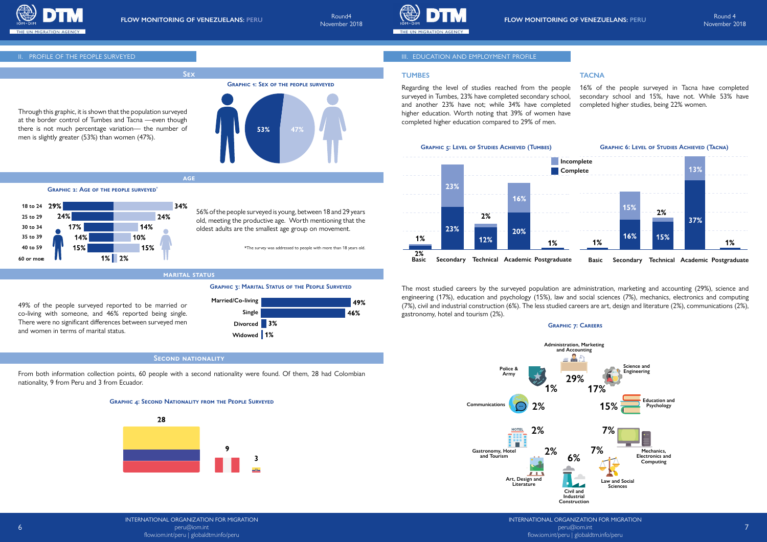## II. PROFILE OF THE PEOPLE SURVEYED

### Sex

**Graphic 1: Sex of the people surveyed**

Through this graphic, it is shown that the population surveyed at the border control of Tumbes and Tacna —even though there is not much percentage variation— the number of men is slightly greater (53%) than women (47%).

| Men | Women |
|---|---|
| 53% | 47% |

### Age

**Graphic 2: Age of the people surveyed***

| Age | Men | Women |
|---|---|---|
| 18 to 24 | 29% | 34% |
| 25 to 29 | 24% | 24% |
| 30 to 34 | 17% | 14% |
| 35 to 39 | 14% | 10% |
| 40 to 59 | 15% | 15% |
| 60 or more | 1% | 2% |

56% of the people surveyed is young, between 18 and 29 years old, meeting the productive age. Worth mentioning that the oldest adults are the smallest age group on movement.

*The survey was addressed to people with more than 18 years old.

### Marital status

**Graphic 3: Marital Status of the People Surveyed**

49% of the people surveyed reported to be married or co-living with someone, and 46% reported being single. There were no significant differences between surveyed men and women in terms of marital status.

| Marital status | % |
|---|---|
| Married/Co-living | 49% |
| Single | 46% |
| Divorced | 3% |
| Widowed | 1% |

### Second nationality

From both information collection points, 60 people with a second nationality were found. Of them, 28 had Colombian nationality, 9 from Peru and 3 from Ecuador.

**Graphic 4: Second Nationality from the People Surveyed**

| Colombia | Peru | Ecuador |
|---|---|---|
| 28 | 9 | 3 |

## III. EDUCATION AND EMPLOYMENT PROFILE

### TUMBES

Regarding the level of studies reached from the people surveyed in Tumbes, 23% have completed secondary school, and another 23% have not; while 34% have completed higher education. Worth noting that 39% of women have completed higher education compared to 29% of men.

### TACNA

16% of the people surveyed in Tacna have completed secondary school and 15%, have not. While 53% have completed higher studies, being 22% women.

**Graphic 5: Level of Studies Achieved (Tumbes)**

| Level | Complete | Incomplete |
|---|---|---|
| Basic | 2% | 1% |
| Secondary | 23% | 23% |
| Technical | 12% | 2% |
| Academic | 20% | 16% |
| Postgraduate | 1% | |

**Graphic 6: Level of Studies Achieved (Tacna)**

| Level | Complete | Incomplete |
|---|---|---|
| Basic | 1% | |
| Secondary | 16% | 15% |
| Technical | 15% | 2% |
| Academic | 37% | 13% |
| Postgraduate | 1% | |

The most studied careers by the surveyed population are administration, marketing and accounting (29%), science and engineering (17%), education and psychology (15%), law and social sciences (7%), mechanics, electronics and computing (7%), civil and industrial construction (6%). The less studied careers are art, design and literature (2%), communications (2%), gastronomy, hotel and tourism (2%).

**Graphic 7: Careers**

| Career | % |
|---|---|
| Administration, Marketing and Accounting | 29% |
| Science and Engineering | 17% |
| Education and Psychology | 15% |
| Mechanics, Electronics and Computing | 7% |
| Law and Social Sciences | 7% |
| Civil and Industrial Construction | 6% |
| Art, Design and Literature | 2% |
| Gastronomy, Hotel and Tourism | 2% |
| Communications | 2% |
| Police & Army | 1% |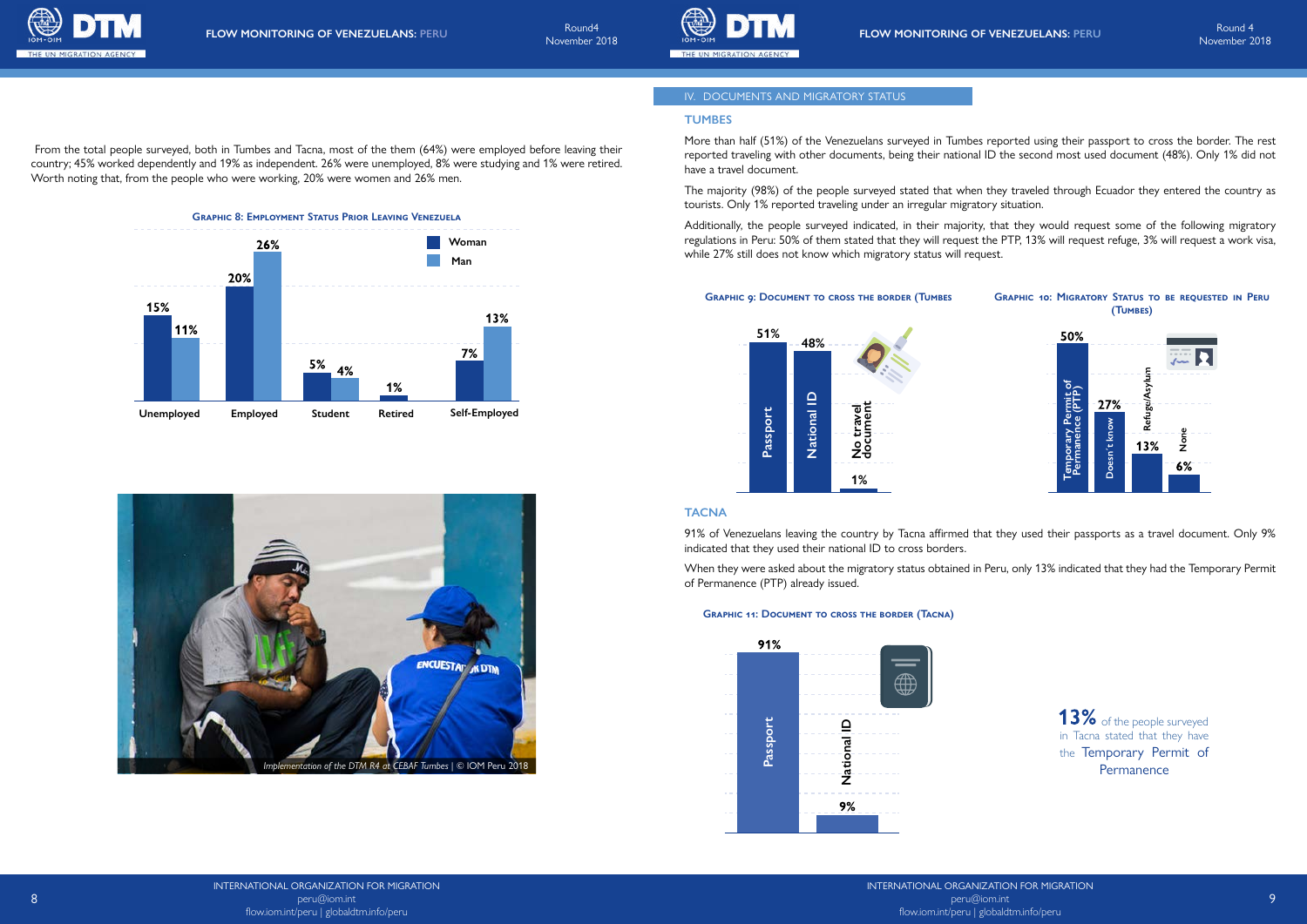From the total people surveyed, both in Tumbes and Tacna, most of the them (64%) were employed before leaving their country; 45% worked dependently and 19% as independent. 26% were unemployed, 8% were studying and 1% were retired. Worth noting that, from the people who were working, 20% were women and 26% men.

**Graphic 8: Employment Status Prior Leaving Venezuela**

| | Woman | Man |
|---|---|---|
| Unemployed | 15% | 11% |
| Employed | 20% | 26% |
| Student | 5% | 4% |
| Retired | 1% | |
| Self-Employed | 7% | 13% |

*Implementation of the DTM R4 at CEBAF Tumbes | © IOM Peru 2018*

## IV. DOCUMENTS AND MIGRATORY STATUS

### TUMBES

More than half (51%) of the Venezuelans surveyed in Tumbes reported using their passport to cross the border. The rest reported traveling with other documents, being their national ID the second most used document (48%). Only 1% did not have a travel document.

The majority (98%) of the people surveyed stated that when they traveled through Ecuador they entered the country as tourists. Only 1% reported traveling under an irregular migratory situation.

Additionally, the people surveyed indicated, in their majority, that they would request some of the following migratory regulations in Peru: 50% of them stated that they will request the PTP, 13% will request refuge, 3% will request a work visa, while 27% still does not know which migratory status will request.

**Graphic 9: Document to cross the border (Tumbes**

| Document | % |
|---|---|
| Passport | 51% |
| National ID | 48% |
| No travel document | 1% |

**Graphic 10: Migratory Status to be requested in Peru (Tumbes)**

| Status | % |
|---|---|
| Temporary Permit of Permanence (PTP) | 50% |
| Doesn't know | 27% |
| Refuge/Asylum | 13% |
| None | 6% |

### TACNA

91% of Venezuelans leaving the country by Tacna affirmed that they used their passports as a travel document. Only 9% indicated that they used their national ID to cross borders.

When they were asked about the migratory status obtained in Peru, only 13% indicated that they had the Temporary Permit of Permanence (PTP) already issued.

**Graphic 11: Document to cross the border (Tacna)**

| Document | % |
|---|---|
| Passport | 91% |
| National ID | 9% |

**13%** of the people surveyed in Tacna stated that they have the Temporary Permit of Permanence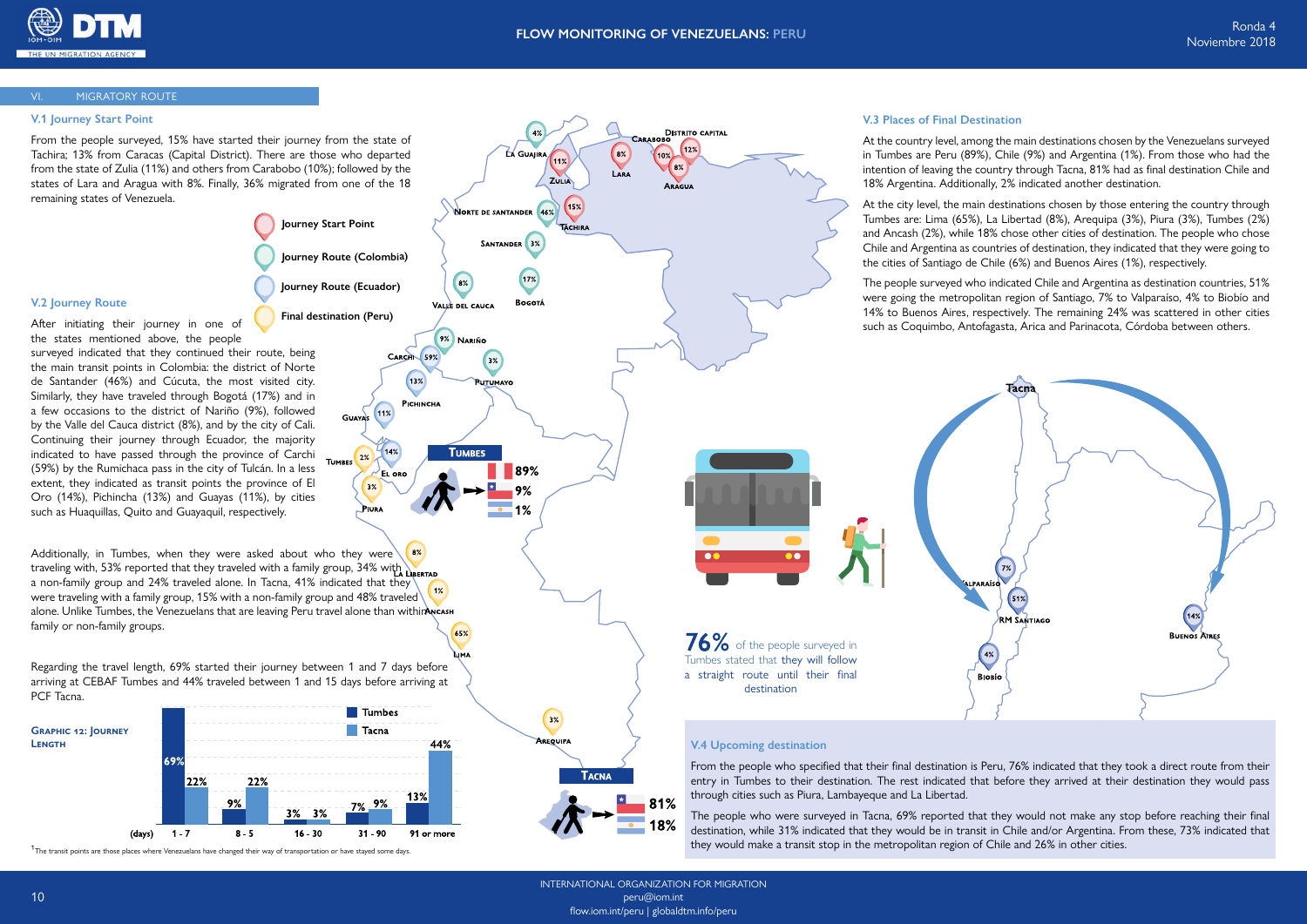## VI. MIGRATORY ROUTE

### V.1 Journey Start Point

From the people surveyed, 15% have started their journey from the state of Tachira; 13% from Caracas (Capital District). There are those who departed from the state of Zulia (11%) and others from Carabobo (10%); followed by the states of Lara and Aragua with 8%. Finally, 36% migrated from one of the 18 remaining states of Venezuela.

### V.2 Journey Route

After initiating their journey in one of the states mentioned above, the people surveyed indicated that they continued their route, being the main transit points in Colombia: the district of Norte de Santander (46%) and Cúcuta, the most visited city. Similarly, they have traveled through Bogotá (17%) and in a few occasions to the district of Nariño (9%), followed by the Valle del Cauca district (8%), and by the city of Cali. Continuing their journey through Ecuador, the majority indicated to have passed through the province of Carchi (59%) by the Rumichaca pass in the city of Tulcán. In a less extent, they indicated as transit points the province of El Oro (14%), Pichincha (13%) and Guayas (11%), by cities such as Huaquillas, Quito and Guayaquil, respectively.

Additionally, in Tumbes, when they were asked about who they were traveling with, 53% reported that they traveled with a family group, 34% with a non-family group and 24% traveled alone. In Tacna, 41% indicated that they were traveling with a family group, 15% with a non-family group and 48% traveled alone. Unlike Tumbes, the Venezuelans that are leaving Peru travel alone than within family or non-family groups.

Regarding the travel length, 69% started their journey between 1 and 7 days before arriving at CEBAF Tumbes and 44% traveled between 1 and 15 days before arriving at PCF Tacna.

**Graphic 12: Journey Length**

| (days) | Tumbes | Tacna |
|---|---|---|
| 1 - 7 | 69% | 22% |
| 8 - 5 | 9% | 22% |
| 16 - 30 | 3% | 3% |
| 31 - 90 | 7% | 9% |
| 91 or more | 13% | 44% |

[1] The transit points are those places where Venezuelans have changed their way of transportation or have stayed some days.

Journey Start Point: Distrito Capital 12%, Carabobo 10%, Aragua 8%, Lara 8%, Zulia 11%, Táchira 15%

Journey Route (Colombia): La Guajira 4%, Norte de Santander 46%, Santander 3%, Bogotá 17%, Valle del Cauca 8%, Nariño 9%, Putumayo 3%

Journey Route (Ecuador): Carchi 59%, Pichincha 13%, Guayas 11%, El Oro 14%

Final destination (Peru): Tumbes 2%, Piura 3%, La Libertad 8%, Ancash 1%, Lima 65%, Arequipa 3%

Tumbes: Peru 89%, Chile 9%, Argentina 1%

Tacna: Chile 81%, Argentina 18%

### V.3 Places of Final Destination

At the country level, among the main destinations chosen by the Venezuelans surveyed in Tumbes are Peru (89%), Chile (9%) and Argentina (1%). From those who had the intention of leaving the country through Tacna, 81% had as final destination Chile and 18% Argentina. Additionally, 2% indicated another destination.

At the city level, the main destinations chosen by those entering the country through Tumbes are: Lima (65%), La Libertad (8%), Arequipa (3%), Piura (3%), Tumbes (2%) and Ancash (2%), while 18% chose other cities of destination. The people who chose Chile and Argentina as countries of destination, they indicated that they were going to the cities of Santiago de Chile (6%) and Buenos Aires (1%), respectively.

The people surveyed who indicated Chile and Argentina as destination countries, 51% were going the metropolitan region of Santiago, 7% to Valparaíso, 4% to Biobío and 14% to Buenos Aires, respectively. The remaining 24% was scattered in other cities such as Coquimbo, Antofagasta, Arica and Parinacota, Córdoba between others.

Tacna: Valparaíso 7%, RM Santiago 51%, Biobío 4%, Buenos Aires 14%

**76%** of the people surveyed in Tumbes stated that they will follow a straight route until their final destination

### V.4 Upcoming destination

From the people who specified that their final destination is Peru, 76% indicated that they took a direct route from their entry in Tumbes to their destination. The rest indicated that before they arrived at their destination they would pass through cities such as Piura, Lambayeque and La Libertad.

The people who were surveyed in Tacna, 69% reported that they would not make any stop before reaching their final destination, while 31% indicated that they would be in transit in Chile and/or Argentina. From these, 73% indicated that they would make a transit stop in the metropolitan region of Chile and 26% in other cities.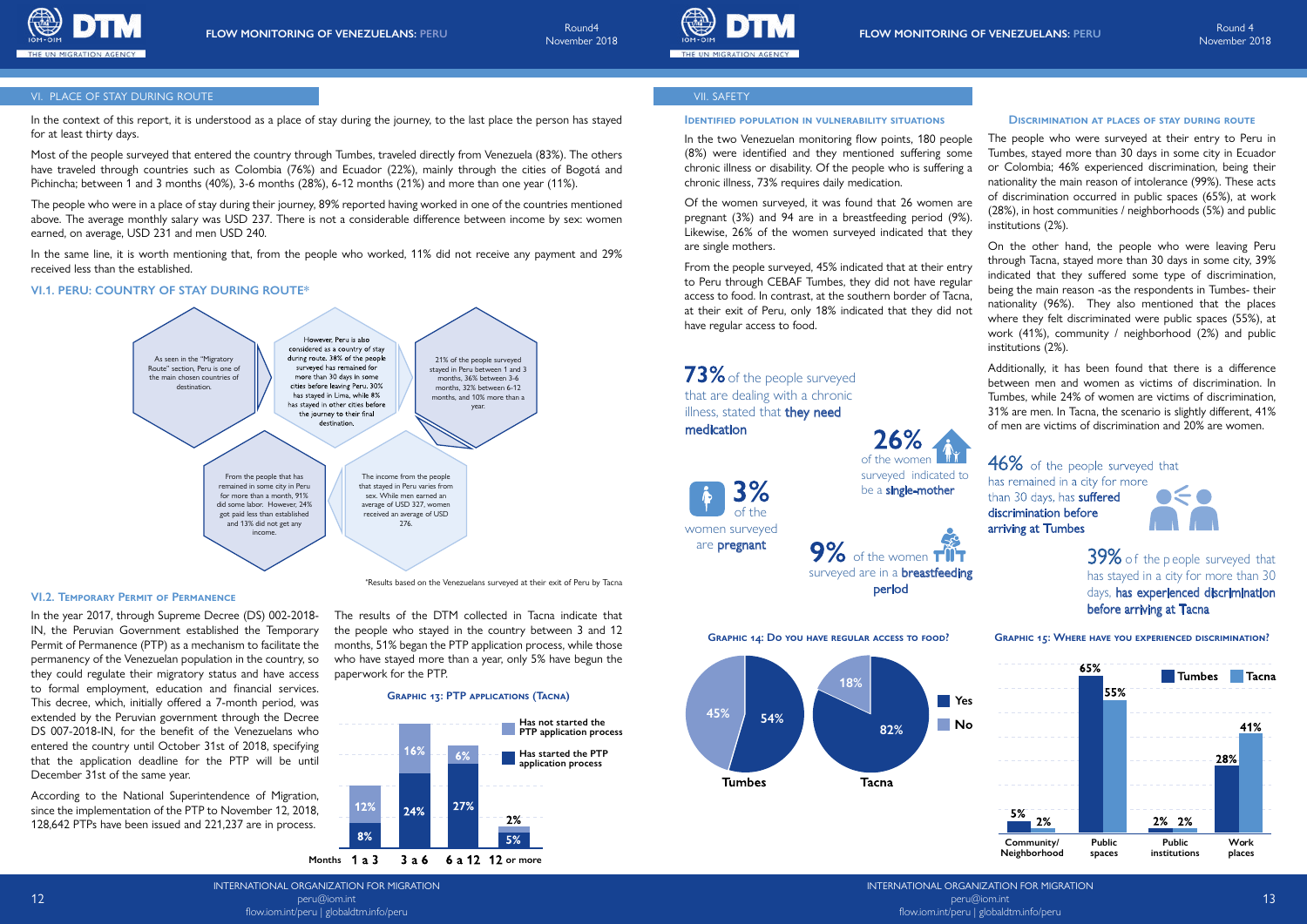## VI. PLACE OF STAY DURING ROUTE

In the context of this report, it is understood as a place of stay during the journey, to the last place the person has stayed for at least thirty days.

Most of the people surveyed that entered the country through Tumbes, traveled directly from Venezuela (83%). The others have traveled through countries such as Colombia (76%) and Ecuador (22%), mainly through the cities of Bogotá and Pichincha; between 1 and 3 months (40%), 3-6 months (28%), 6-12 months (21%) and more than one year (11%).

The people who were in a place of stay during their journey, 89% reported having worked in one of the countries mentioned above. The average monthly salary was USD 237. There is not a considerable difference between income by sex: women earned, on average, USD 231 and men USD 240.

In the same line, it is worth mentioning that, from the people who worked, 11% did not receive any payment and 29% received less than the established.

### VI.1. PERU: COUNTRY OF STAY DURING ROUTE*

As seen in the "Migratory Route" section, Peru is one of the main chosen countries of destination.

However, Peru is also considered as a country of stay during route. 38% of the people surveyed has remained for more than 30 days in some cities before leaving Peru. 30% has stayed in Lima, while 8% has stayed in other cities before the journey to their final destination.

21% of the people surveyed stayed in Peru between 1 and 3 months, 36% between 3-6 months, 32% between 6-12 months, and 10% more than a year.

From the people that has remained in some city in Peru for more than a month, 91% did some labor. However, 24% got paid less than established and 13% did not get any income.

The income from the people that stayed in Peru varies from sex. While men earned an average of USD 327, women received an average of USD 276.

*Results based on the Venezuelans surveyed at their exit of Peru by Tacna

### VI.2. Temporary Permit of Permanence

In the year 2017, through Supreme Decree (DS) 002-2018-IN, the Peruvian Government established the Temporary Permit of Permanence (PTP) as a mechanism to facilitate the permanency of the Venezuelan population in the country, so they could regulate their migratory status and have access to formal employment, education and financial services. This decree, which, initially offered a 7-month period, was extended by the Peruvian government through the Decree DS 007-2018-IN, for the benefit of the Venezuelans who entered the country until October 31st of 2018, specifying that the application deadline for the PTP will be until December 31st of the same year.

According to the National Superintendence of Migration, since the implementation of the PTP to November 12, 2018, 128,642 PTPs have been issued and 221,237 are in process.

The results of the DTM collected in Tacna indicate that the people who stayed in the country between 3 and 12 months, 51% began the PTP application process, while those who have stayed more than a year, only 5% have begun the paperwork for the PTP.

**Graphic 13: PTP applications (Tacna)**

| Months | Has started the PTP application process | Has not started the PTP application process |
|---|---|---|
| 1 a 3 | 8% | 12% |
| 3 a 6 | 24% | 16% |
| 6 a 12 | 27% | 6% |
| 12 or more | 5% | 2% |

## VII. SAFETY

### Identified population in vulnerability situations

In the two Venezuelan monitoring flow points, 180 people (8%) were identified and they mentioned suffering some chronic illness or disability. Of the people who is suffering a chronic illness, 73% requires daily medication.

Of the women surveyed, it was found that 26 women are pregnant (3%) and 94 are in a breastfeeding period (9%). Likewise, 26% of the women surveyed indicated that they are single mothers.

From the people surveyed, 45% indicated that at their entry to Peru through CEBAF Tumbes, they did not have regular access to food. In contrast, at the southern border of Tacna, at their exit of Peru, only 18% indicated that they did not have regular access to food.

**73%** of the people surveyed that are dealing with a chronic illness, stated that **they need medication**

**26%** of the women surveyed indicated to be a **single-mother**

**3%** of the women surveyed are **pregnant**

**9%** of the women surveyed are in a **breastfeeding period**

**Graphic 14: Do you have regular access to food?**

| | Yes | No |
|---|---|---|
| Tumbes | 54% | 45% |
| Tacna | 82% | 18% |

### Discrimination at places of stay during route

The people who were surveyed at their entry to Peru in Tumbes, stayed more than 30 days in some city in Ecuador or Colombia; 46% experienced discrimination, being their nationality the main reason of intolerance (99%). These acts of discrimination occurred in public spaces (65%), at work (28%), in host communities / neighborhoods (5%) and public institutions (2%).

On the other hand, the people who were leaving Peru through Tacna, stayed more than 30 days in some city, 39% indicated that they suffered some type of discrimination, being the main reason -as the respondents in Tumbes- their nationality (96%). They also mentioned that the places where they felt discriminated were public spaces (55%), at work (41%), community / neighborhood (2%) and public institutions (2%).

Additionally, it has been found that there is a difference between men and women as victims of discrimination. In Tumbes, while 24% of women are victims of discrimination, 31% are men. In Tacna, the scenario is slightly different, 41% of men are victims of discrimination and 20% are women.

**46%** of the people surveyed that has remained in a city for more than 30 days, has **suffered discrimination before arriving at Tumbes**

**39%** of the people surveyed that has stayed in a city for more than 30 days, **has experienced discrimination before arriving at Tacna**

**Graphic 15: Where have you experienced discrimination?**

| | Tumbes | Tacna |
|---|---|---|
| Community/ Neighborhood | 5% | 2% |
| Public spaces | 65% | 55% |
| Public institutions | 2% | 2% |
| Work places | 28% | 41% |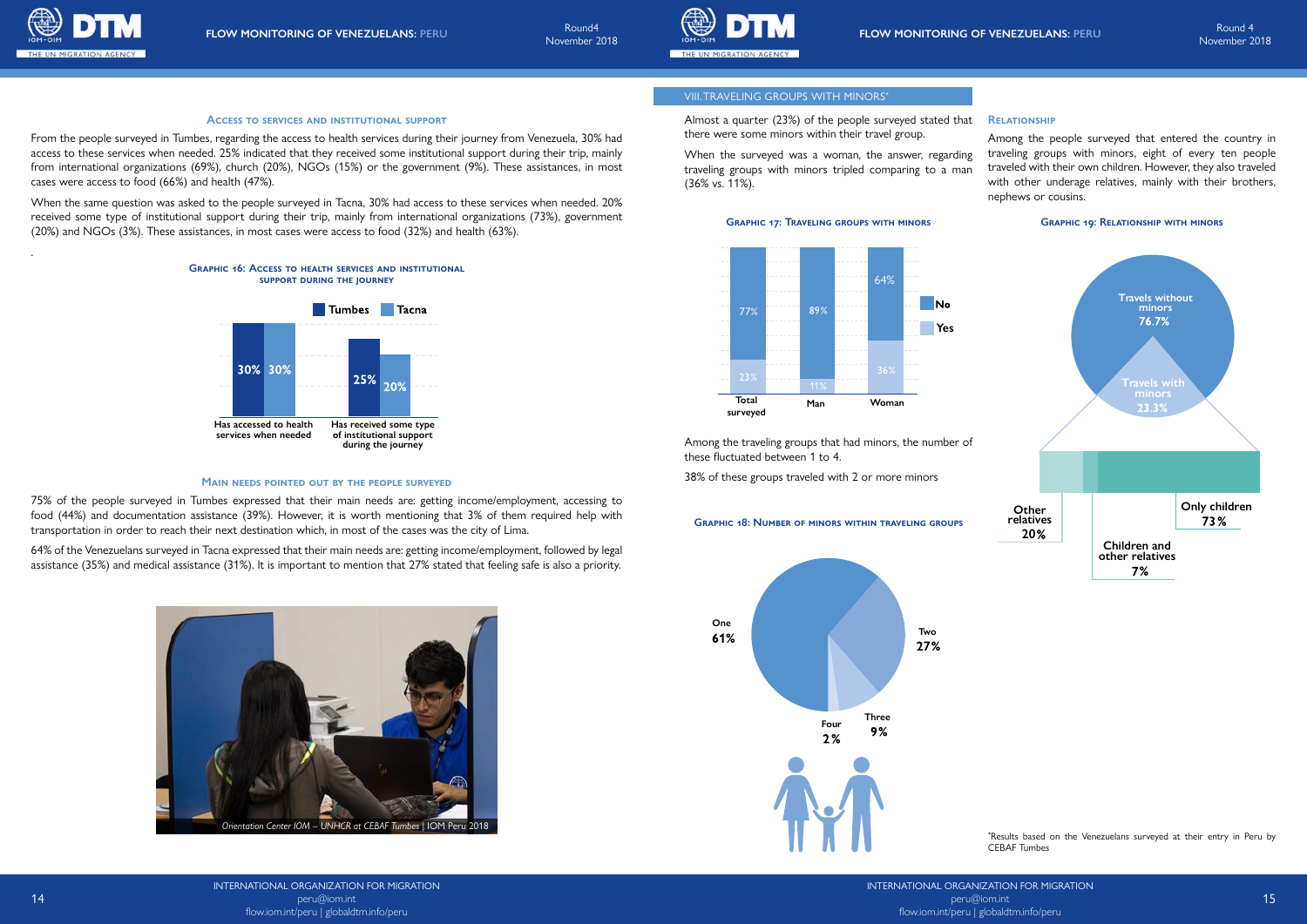### Access to services and institutional support

From the people surveyed in Tumbes, regarding the access to health services during their journey from Venezuela, 30% had access to these services when needed. 25% indicated that they received some institutional support during their trip, mainly from international organizations (69%), church (20%), NGOs (15%) or the government (9%). These assistances, in most cases were access to food (66%) and health (47%).

When the same question was asked to the people surveyed in Tacna, 30% had access to these services when needed. 20% received some type of institutional support during their trip, mainly from international organizations (73%), government (20%) and NGOs (3%). These assistances, in most cases were access to food (32%) and health (63%).

**Graphic 16: Access to health services and institutional support during the journey**

| | Tumbes | Tacna |
|---|---|---|
| Has accessed to health services when needed | 30% | 30% |
| Has received some type of institutional support during the journey | 25% | 20% |

### Main needs pointed out by the people surveyed

75% of the people surveyed in Tumbes expressed that their main needs are: getting income/employment, accessing to food (44%) and documentation assistance (39%). However, it is worth mentioning that 3% of them required help with transportation in order to reach their next destination which, in most of the cases was the city of Lima.

64% of the Venezuelans surveyed in Tacna expressed that their main needs are: getting income/employment, followed by legal assistance (35%) and medical assistance (31%). It is important to mention that 27% stated that feeling safe is also a priority.

*Orientation Center IOM – UNHCR at CEBAF Tumbes* | IOM Peru 2018

## VIII. TRAVELING GROUPS WITH MINORS*

Almost a quarter (23%) of the people surveyed stated that there were some minors within their travel group.

When the surveyed was a woman, the answer, regarding traveling groups with minors tripled comparing to a man (36% vs. 11%).

**Graphic 17: Traveling groups with minors**

| | Total surveyed | Man | Woman |
|---|---|---|---|
| No | 77% | 89% | 64% |
| Yes | 23% | 11% | 36% |

Among the traveling groups that had minors, the number of these fluctuated between 1 to 4.

38% of these groups traveled with 2 or more minors

**Graphic 18: Number of minors within traveling groups**

| Number | % |
|---|---|
| One | 61% |
| Two | 27% |
| Three | 9% |
| Four | 2% |

### Relationship

Among the people surveyed that entered the country in traveling groups with minors, eight of every ten people traveled with their own children. However, they also traveled with other underage relatives, mainly with their brothers, nephews or cousins.

**Graphic 19: Relationship with minors**

| | % |
|---|---|
| Travels without minors | 76.7% |
| Travels with minors | 23.3% |

| Travels with minors | % |
|---|---|
| Only children | 73% |
| Children and other relatives | 7% |
| Other relatives | 20% |

*Results based on the Venezuelans surveyed at their entry in Peru by CEBAF Tumbes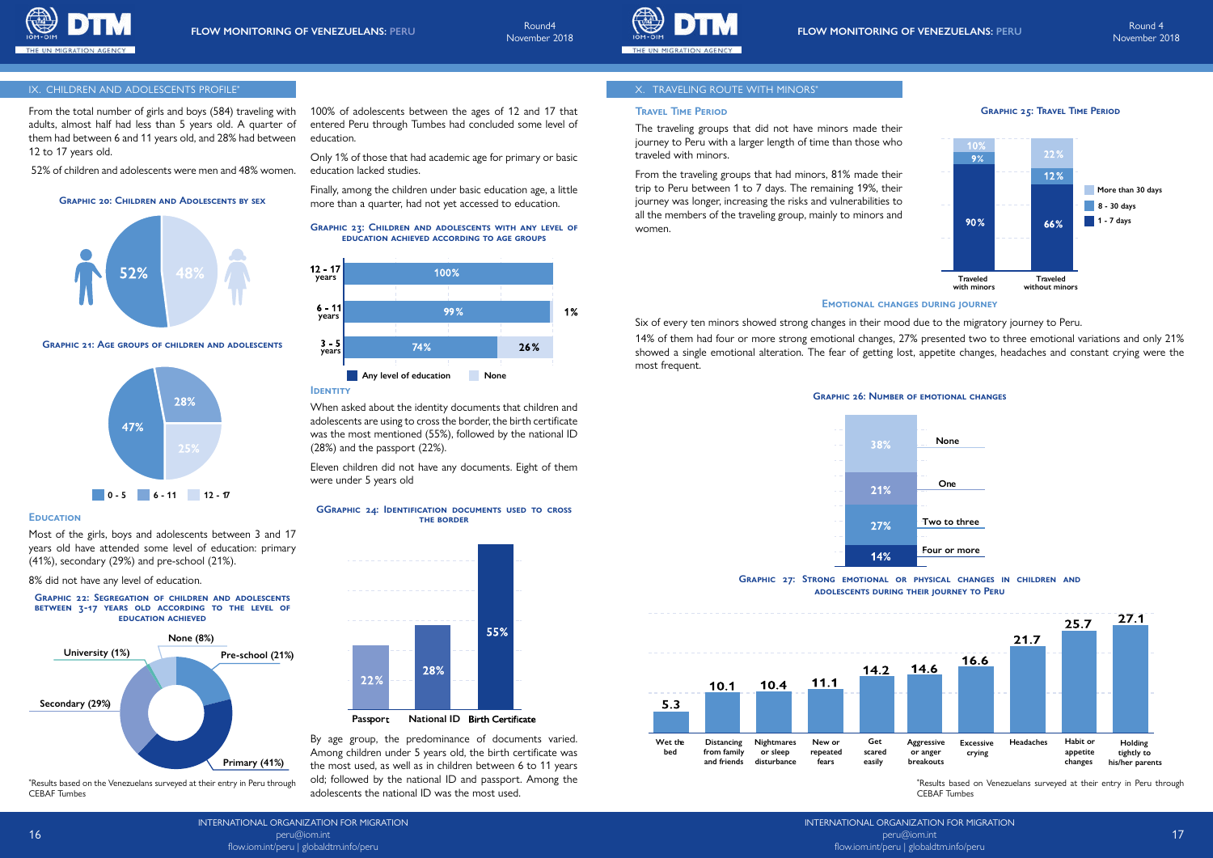## IX. CHILDREN AND ADOLESCENTS PROFILE*

From the total number of girls and boys (584) traveling with adults, almost half had less than 5 years old. A quarter of them had between 6 and 11 years old, and 28% had between 12 to 17 years old.

52% of children and adolescents were men and 48% women.

**Graphic 20: Children and Adolescents by sex**

| Sex | % |
|---|---|
| Men | 52% |
| Women | 48% |

**Graphic 21: Age groups of children and adolescents**

| Age group | % |
|---|---|
| 0 - 5 | 47% |
| 6 - 11 | 25% |
| 12 - 17 | 28% |

### Education

Most of the girls, boys and adolescents between 3 and 17 years old have attended some level of education: primary (41%), secondary (29%) and pre-school (21%).

8% did not have any level of education.

**Graphic 22: Segregation of children and adolescents between 3-17 years old according to the level of education achieved**

| Level | % |
|---|---|
| Pre-school | 21% |
| Primary | 41% |
| Secondary | 29% |
| University | 1% |
| None | 8% |

*Results based on the Venezuelans surveyed at their entry in Peru through CEBAF Tumbes

100% of adolescents between the ages of 12 and 17 that entered Peru through Tumbes had concluded some level of education.

Only 1% of those that had academic age for primary or basic education lacked studies.

Finally, among the children under basic education age, a little more than a quarter, had not yet accessed to education.

**Graphic 23: Children and adolescents with any level of education achieved according to age groups**

| Age group | Any level of education | None |
|---|---|---|
| 12 - 17 years | 100% | |
| 6 - 11 years | 99% | 1% |
| 3 - 5 years | 74% | 26% |

### Identity

When asked about the identity documents that children and adolescents are using to cross the border, the birth certificate was the most mentioned (55%), followed by the national ID (28%) and the passport (22%).

Eleven children did not have any documents. Eight of them were under 5 years old

**GGraphic 24: Identification documents used to cross the border**

| Document | % |
|---|---|
| Passport | 22% |
| National ID | 28% |
| Birth Certificate | 55% |

By age group, the predominance of documents varied. Among children under 5 years old, the birth certificate was the most used, as well as in children between 6 to 11 years old; followed by the national ID and passport. Among the adolescents the national ID was the most used.

## X. TRAVELING ROUTE WITH MINORS*

### Travel Time Period

The traveling groups that did not have minors made their journey to Peru with a larger length of time than those who traveled with minors.

From the traveling groups that had minors, 81% made their trip to Peru between 1 to 7 days. The remaining 19%, their journey was longer, increasing the risks and vulnerabilities to all the members of the traveling group, mainly to minors and women.

**Graphic 25: Travel Time Period**

| | Traveled with minors | Traveled without minors |
|---|---|---|
| More than 30 days | 10% | 22% |
| 8 - 30 days | 9% | 12% |
| 1 - 7 days | 90% | 66% |

### Emotional changes during journey

Six of every ten minors showed strong changes in their mood due to the migratory journey to Peru.

14% of them had four or more strong emotional changes, 27% presented two to three emotional variations and only 21% showed a single emotional alteration. The fear of getting lost, appetite changes, headaches and constant crying were the most frequent.

**Graphic 26: Number of emotional changes**

| Number | % |
|---|---|
| None | 38% |
| One | 21% |
| Two to three | 27% |
| Four or more | 14% |

**Graphic 27: Strong emotional or physical changes in children and adolescents during their journey to Peru**

| Change | % |
|---|---|
| Wet the bed | 5.3 |
| Distancing from family and friends | 10.1 |
| Nightmares or sleep disturbance | 10.4 |
| New or repeated fears | 11.1 |
| Get scared easily | 14.2 |
| Aggressive or anger breakouts | 14.6 |
| Excessive crying | 16.6 |
| Headaches | 21.7 |
| Habit or appetite changes | 25.7 |
| Holding tightly to his/her parents | 27.1 |

*Results based on Venezuelans surveyed at their entry in Peru through CEBAF Tumbes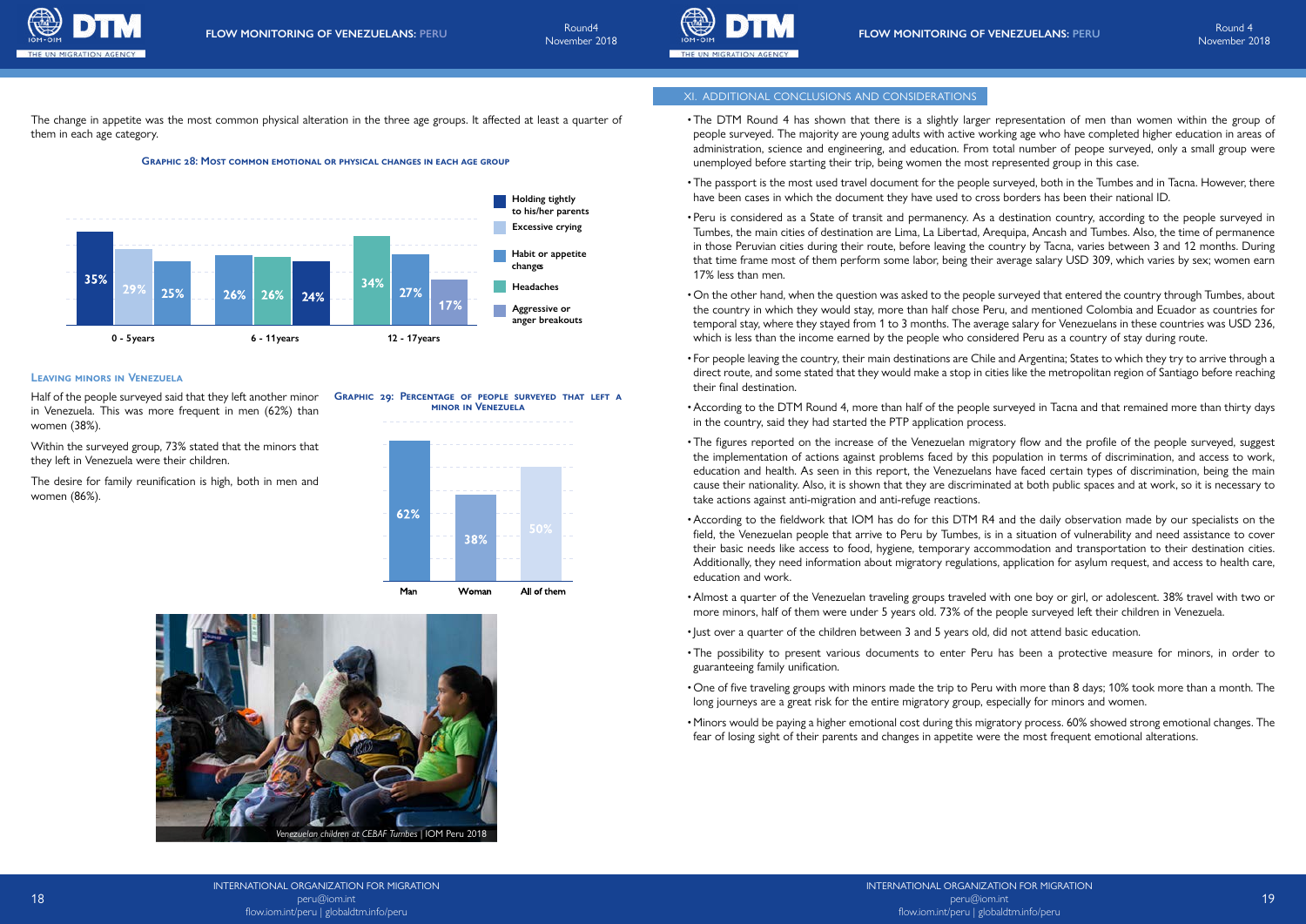The change in appetite was the most common physical alteration in the three age groups. It affected at least a quarter of them in each age category.

**Graphic 28: Most common emotional or physical changes in each age group**

| Age group | Holding tightly to his/her parents | Excessive crying | Habit or appetite changes | Headaches | Aggressive or anger breakouts |
|---|---|---|---|---|---|
| 0 - 5years | 35% | 29% | 25% | | |
| 6 - 11years | | | 26% | 26% | 24% |
| 12 - 17years | | | 27% | 34% | 17% |

### Leaving minors in Venezuela

Half of the people surveyed said that they left another minor in Venezuela. This was more frequent in men (62%) than women (38%).

Within the surveyed group, 73% stated that the minors that they left in Venezuela were their children.

The desire for family reunification is high, both in men and women (86%).

**Graphic 29: Percentage of people surveyed that left a minor in Venezuela**

| Man | Woman | All of them |
|---|---|---|
| 62% | 38% | 50% |

*Venezuelan children at CEBAF Tumbes* | IOM Peru 2018

## XI. Additional conclusions and considerations

- The DTM Round 4 has shown that there is a slightly larger representation of men than women within the group of people surveyed. The majority are young adults with active working age who have completed higher education in areas of administration, science and engineering, and education. From total number of peope surveyed, only a small group were unemployed before starting their trip, being women the most represented group in this case.
- The passport is the most used travel document for the people surveyed, both in the Tumbes and in Tacna. However, there have been cases in which the document they have used to cross borders has been their national ID.
- Peru is considered as a State of transit and permanency. As a destination country, according to the people surveyed in Tumbes, the main cities of destination are Lima, La Libertad, Arequipa, Ancash and Tumbes. Also, the time of permanence in those Peruvian cities during their route, before leaving the country by Tacna, varies between 3 and 12 months. During that time frame most of them perform some labor, being their average salary USD 309, which varies by sex; women earn 17% less than men.
- On the other hand, when the question was asked to the people surveyed that entered the country through Tumbes, about the country in which they would stay, more than half chose Peru, and mentioned Colombia and Ecuador as countries for temporal stay, where they stayed from 1 to 3 months. The average salary for Venezuelans in these countries was USD 236, which is less than the income earned by the people who considered Peru as a country of stay during route.
- For people leaving the country, their main destinations are Chile and Argentina; States to which they try to arrive through a direct route, and some stated that they would make a stop in cities like the metropolitan region of Santiago before reaching their final destination.
- According to the DTM Round 4, more than half of the people surveyed in Tacna and that remained more than thirty days in the country, said they had started the PTP application process.
- The figures reported on the increase of the Venezuelan migratory flow and the profile of the people surveyed, suggest the implementation of actions against problems faced by this population in terms of discrimination, and access to work, education and health. As seen in this report, the Venezuelans have faced certain types of discrimination, being the main cause their nationality. Also, it is shown that they are discriminated at both public spaces and at work, so it is necessary to take actions against anti-migration and anti-refuge reactions.
- According to the fieldwork that IOM has do for this DTM R4 and the daily observation made by our specialists on the field, the Venezuelan people that arrive to Peru by Tumbes, is in a situation of vulnerability and need assistance to cover their basic needs like access to food, hygiene, temporary accommodation and transportation to their destination cities. Additionally, they need information about migratory regulations, application for asylum request, and access to health care, education and work.
- Almost a quarter of the Venezuelan traveling groups traveled with one boy or girl, or adolescent. 38% travel with two or more minors, half of them were under 5 years old. 73% of the people surveyed left their children in Venezuela.
- Just over a quarter of the children between 3 and 5 years old, did not attend basic education.
- The possibility to present various documents to enter Peru has been a protective measure for minors, in order to guaranteeing family unification.
- One of five traveling groups with minors made the trip to Peru with more than 8 days; 10% took more than a month. The long journeys are a great risk for the entire migratory group, especially for minors and women.
- Minors would be paying a higher emotional cost during this migratory process. 60% showed strong emotional changes. The fear of losing sight of their parents and changes in appetite were the most frequent emotional alterations.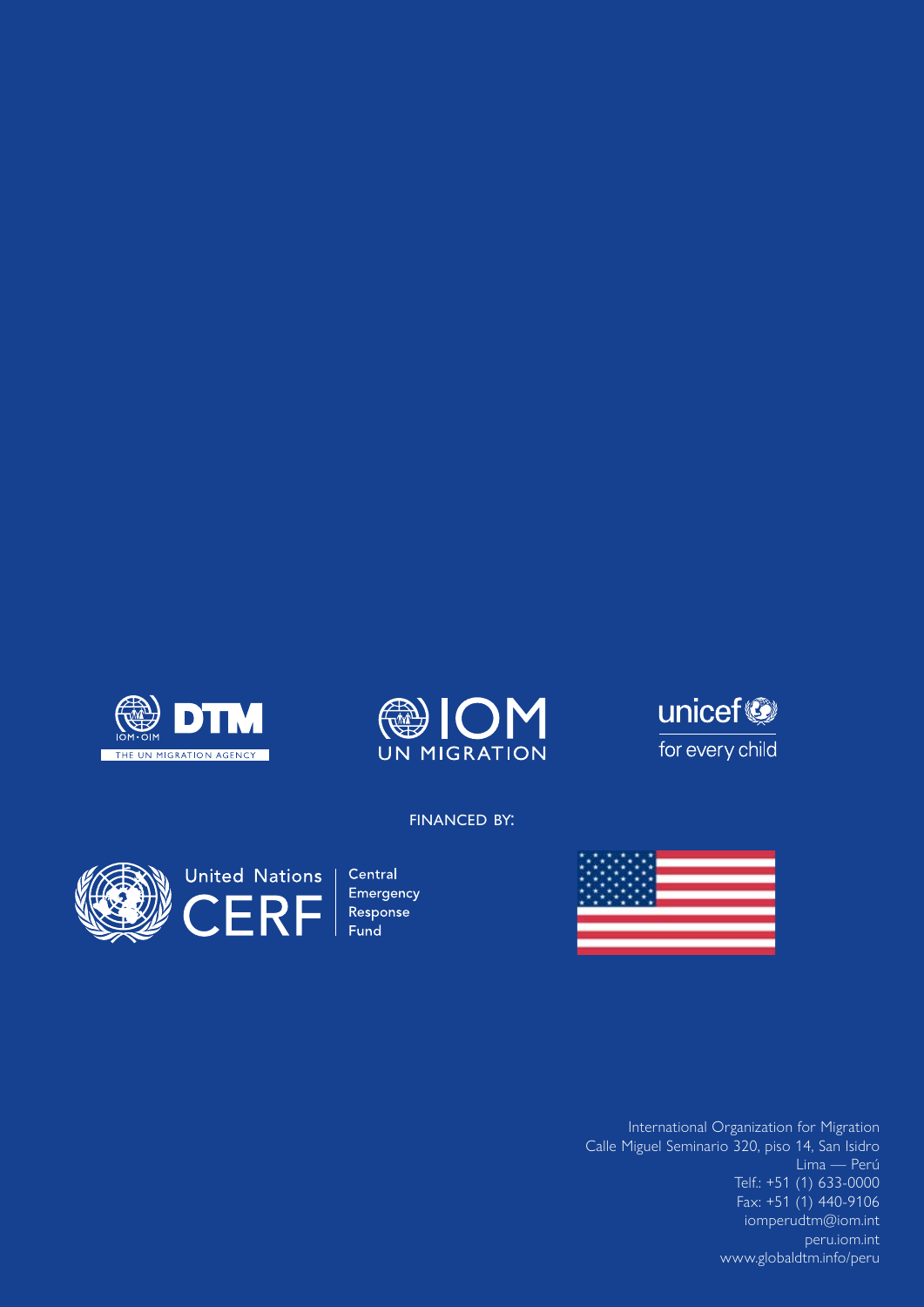FINANCED BY:

International Organization for Migration
Calle Miguel Seminario 320, piso 14, San Isidro
Lima — Perú
Telf.: +51 (1) 633-0000
Fax: +51 (1) 440-9106
iomperudtm@iom.int
peru.iom.int
www.globaldtm.info/peru